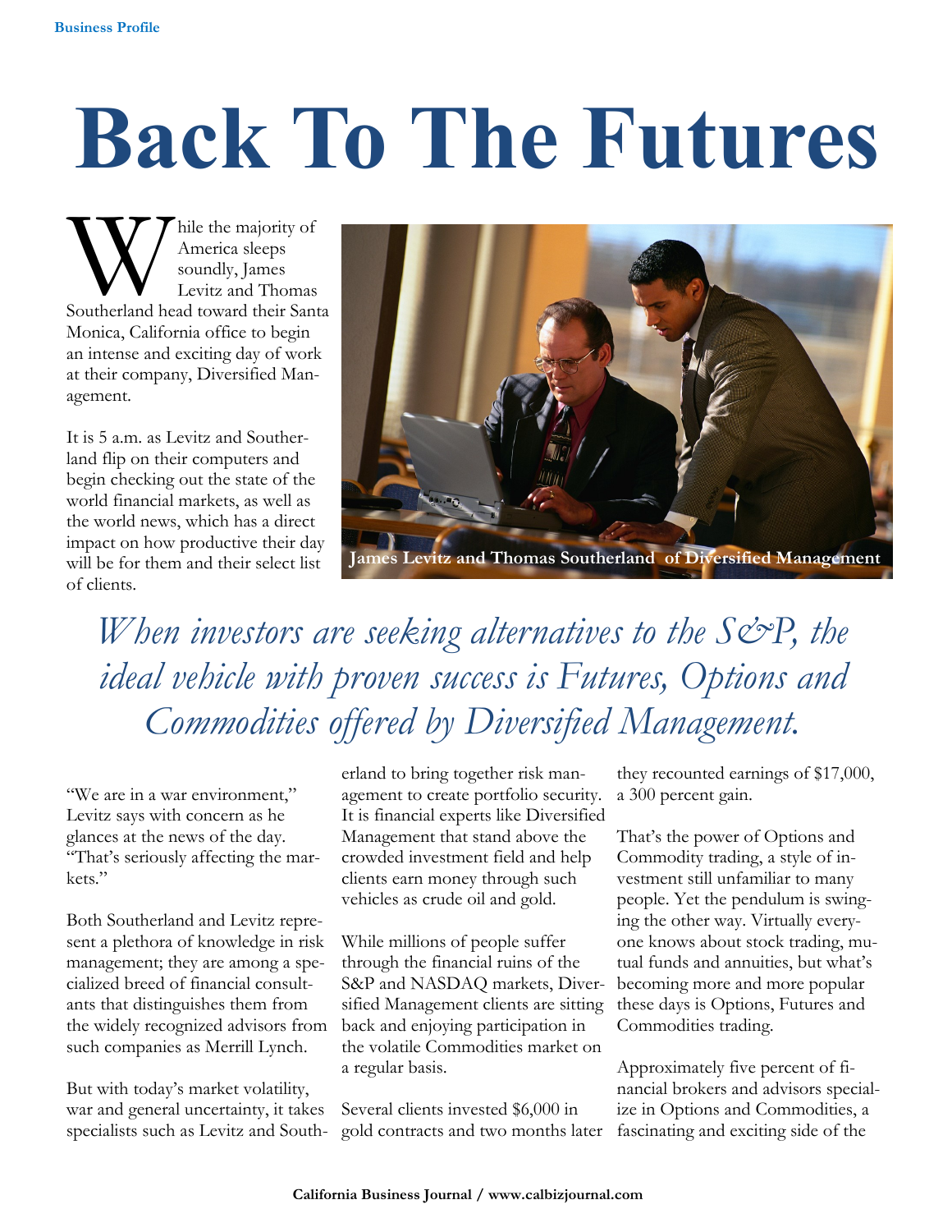Business Profile

# Back To The Futures

While the majority of America sleeps soundly, James Levitz and Thomas Southerland head toward their Santa Monica, California office to begin an intense and exciting day of work at their company, Diversified Management.

It is 5 a.m. as Levitz and Southerland flip on their computers and begin checking out the state of the world financial markets, as well as the world news, which has a direct impact on how productive their day will be for them and their select list of clients.

James Levitz and Thomas Southerland of Diversified Management

*When investors are seeking alternatives to the S&P, the ideal vehicle with proven success is Futures, Options and Commodities offered by Diversified Management.*

"We are in a war environment," Levitz says with concern as he glances at the news of the day. "That's seriously affecting the markets."

Both Southerland and Levitz represent a plethora of knowledge in risk management; they are among a specialized breed of financial consultants that distinguishes them from the widely recognized advisors from such companies as Merrill Lynch.

But with today's market volatility, war and general uncertainty, it takes specialists such as Levitz and Southerland to bring together risk management to create portfolio security. It is financial experts like Diversified Management that stand above the crowded investment field and help clients earn money through such vehicles as crude oil and gold.

While millions of people suffer through the financial ruins of the S&P and NASDAQ markets, Diversified Management clients are sitting back and enjoying participation in the volatile Commodities market on a regular basis.

Several clients invested $6,000 in gold contracts and two months later they recounted earnings of $17,000, a 300 percent gain.

That's the power of Options and Commodity trading, a style of investment still unfamiliar to many people. Yet the pendulum is swinging the other way. Virtually everyone knows about stock trading, mutual funds and annuities, but what's becoming more and more popular these days is Options, Futures and Commodities trading.

Approximately five percent of financial brokers and advisors specialize in Options and Commodities, a fascinating and exciting side of the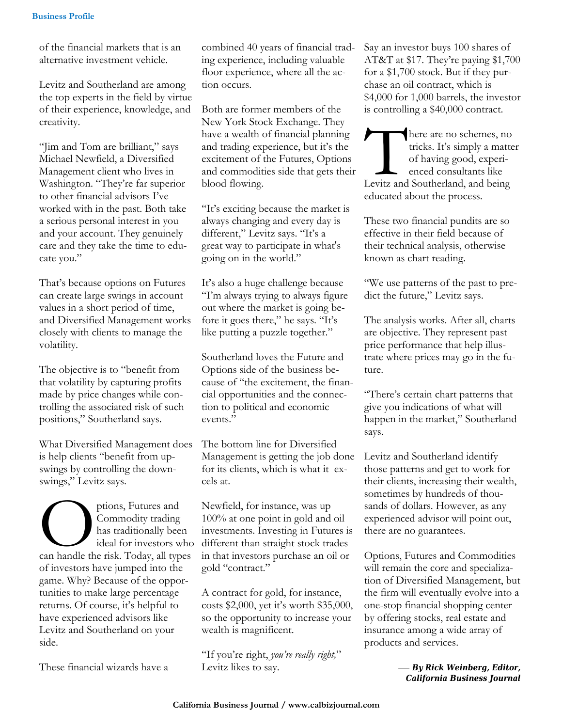of the financial markets that is an alternative investment vehicle.

Levitz and Southerland are among the top experts in the field by virtue of their experience, knowledge, and creativity.

"Jim and Tom are brilliant," says Michael Newfield, a Diversified Management client who lives in Washington. "They're far superior to other financial advisors I've worked with in the past. Both take a serious personal interest in you and your account. They genuinely care and they take the time to educate you."

That's because options on Futures can create large swings in account values in a short period of time, and Diversified Management works closely with clients to manage the volatility.

The objective is to "benefit from that volatility by capturing profits made by price changes while controlling the associated risk of such positions," Southerland says.

What Diversified Management does is help clients "benefit from upswings by controlling the downswings," Levitz says.

Options, Futures and Commodity trading has traditionally been ideal for investors who can handle the risk. Today, all types of investors have jumped into the game. Why? Because of the opportunities to make large percentage returns. Of course, it's helpful to have experienced advisors like Levitz and Southerland on your side.

These financial wizards have a combined 40 years of financial trading experience, including valuable floor experience, where all the action occurs.

Both are former members of the New York Stock Exchange. They have a wealth of financial planning and trading experience, but it's the excitement of the Futures, Options and commodities side that gets their blood flowing.

"It's exciting because the market is always changing and every day is different," Levitz says. "It's a great way to participate in what's going on in the world."

It's also a huge challenge because "I'm always trying to always figure out where the market is going before it goes there," he says. "It's like putting a puzzle together."

Southerland loves the Future and Options side of the business because of "the excitement, the financial opportunities and the connection to political and economic events."

The bottom line for Diversified Management is getting the job done for its clients, which is what it excels at.

Newfield, for instance, was up 100% at one point in gold and oil investments. Investing in Futures is different than straight stock trades in that investors purchase an oil or gold "contract."

A contract for gold, for instance, costs $2,000, yet it's worth $35,000, so the opportunity to increase your wealth is magnificent.

"If you're right, *you're really right,*" Levitz likes to say.

Say an investor buys 100 shares of AT&T at $17. They're paying $1,700 for a $1,700 stock. But if they purchase an oil contract, which is $4,000 for 1,000 barrels, the investor is controlling a $40,000 contract.

There are no schemes, no tricks. It's simply a matter of having good, experienced consultants like Levitz and Southerland, and being educated about the process.

These two financial pundits are so effective in their field because of their technical analysis, otherwise known as chart reading.

"We use patterns of the past to predict the future," Levitz says.

The analysis works. After all, charts are objective. They represent past price performance that help illustrate where prices may go in the future.

"There's certain chart patterns that give you indications of what will happen in the market," Southerland says.

Levitz and Southerland identify those patterns and get to work for their clients, increasing their wealth, sometimes by hundreds of thousands of dollars. However, as any experienced advisor will point out, there are no guarantees.

Options, Futures and Commodities will remain the core and specialization of Diversified Management, but the firm will eventually evolve into a one-stop financial shopping center by offering stocks, real estate and insurance among a wide array of products and services.

***— By Rick Weinberg, Editor, California Business Journal***